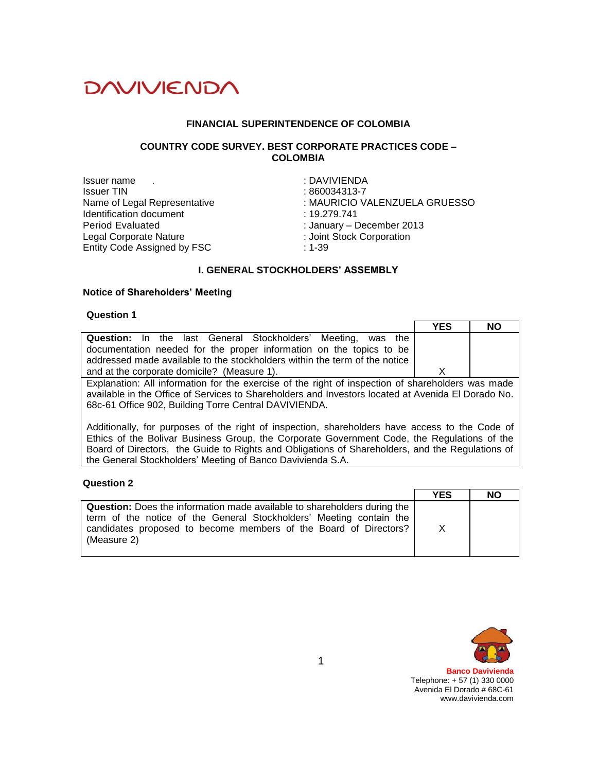DAVIVIENDA

**FINANCIAL SUPERINTENDENCE OF COLOMBIA**

**COUNTRY CODE SURVEY. BEST CORPORATE PRACTICES CODE – COLOMBIA**

| | |
|---|---|
| Issuer name . | : DAVIVIENDA |
| Issuer TIN | : 860034313-7 |
| Name of Legal Representative | : MAURICIO VALENZUELA GRUESSO |
| Identification document | : 19.279.741 |
| Period Evaluated | : January – December 2013 |
| Legal Corporate Nature | : Joint Stock Corporation |
| Entity Code Assigned by FSC | : 1-39 |

## I. GENERAL STOCKHOLDERS' ASSEMBLY

### Notice of Shareholders' Meeting

**Question 1**

| | YES | NO |
|---|---|---|
| **Question:** In the last General Stockholders' Meeting, was the documentation needed for the proper information on the topics to be addressed made available to the stockholders within the term of the notice and at the corporate domicile? (Measure 1). | X | |
| Explanation: All information for the exercise of the right of inspection of shareholders was made available in the Office of Services to Shareholders and Investors located at Avenida El Dorado No. 68c-61 Office 902, Building Torre Central DAVIVIENDA.<br><br>Additionally, for purposes of the right of inspection, shareholders have access to the Code of Ethics of the Bolivar Business Group, the Corporate Government Code, the Regulations of the Board of Directors, the Guide to Rights and Obligations of Shareholders, and the Regulations of the General Stockholders' Meeting of Banco Davivienda S.A. | | |

**Question 2**

| | YES | NO |
|---|---|---|
| **Question:** Does the information made available to shareholders during the term of the notice of the General Stockholders' Meeting contain the candidates proposed to become members of the Board of Directors? (Measure 2) | X | |

**Banco Davivienda**
Telephone: + 57 (1) 330 0000
Avenida El Dorado # 68C-61
www.davivienda.com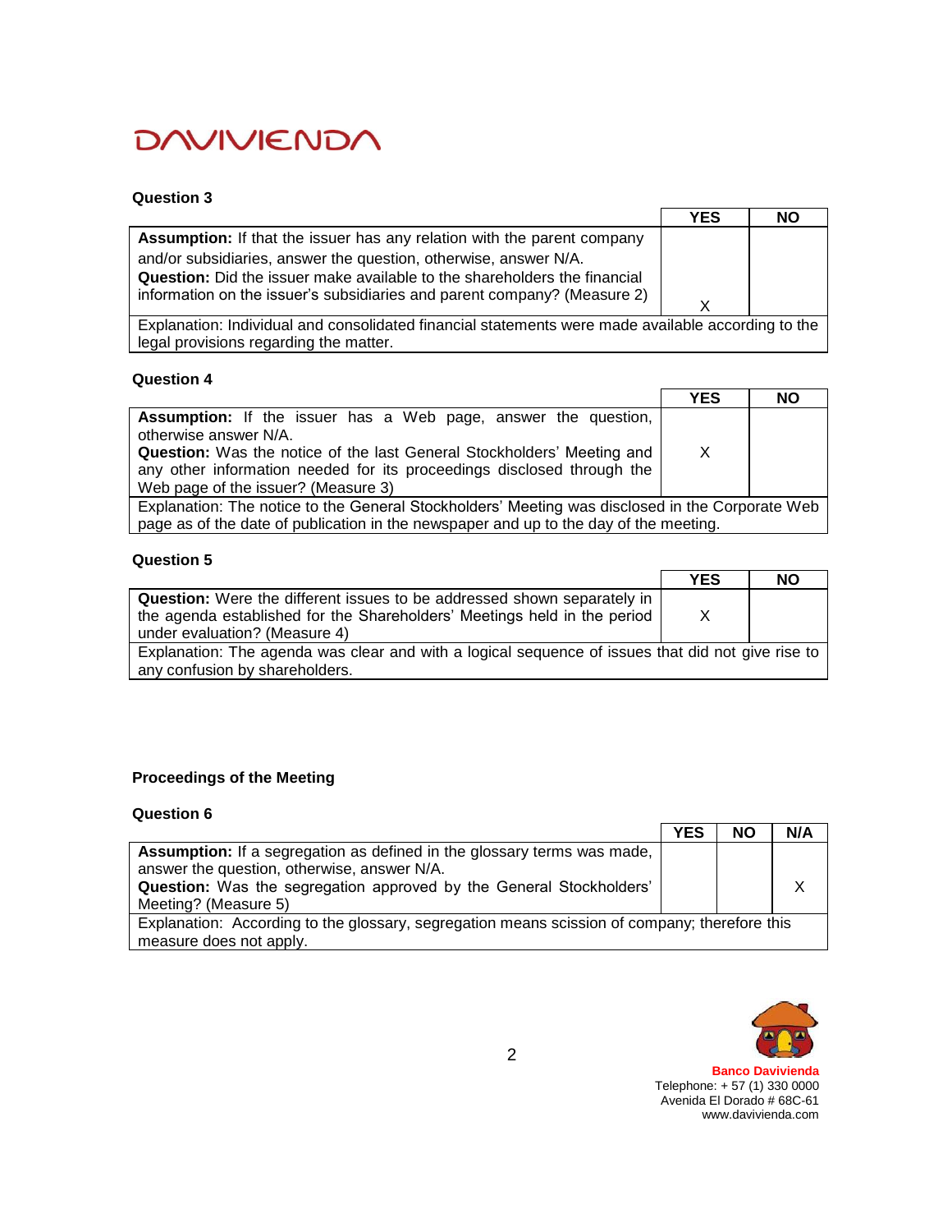**Question 3**

| | YES | NO |
|---|---|---|
| **Assumption:** If that the issuer has any relation with the parent company and/or subsidiaries, answer the question, otherwise, answer N/A. **Question:** Did the issuer make available to the shareholders the financial information on the issuer's subsidiaries and parent company? (Measure 2) | X | |
| Explanation: Individual and consolidated financial statements were made available according to the legal provisions regarding the matter. | | |

**Question 4**

| | YES | NO |
|---|---|---|
| **Assumption:** If the issuer has a Web page, answer the question, otherwise answer N/A. **Question:** Was the notice of the last General Stockholders' Meeting and any other information needed for its proceedings disclosed through the Web page of the issuer? (Measure 3) | X | |
| Explanation: The notice to the General Stockholders' Meeting was disclosed in the Corporate Web page as of the date of publication in the newspaper and up to the day of the meeting. | | |

**Question 5**

| | YES | NO |
|---|---|---|
| **Question:** Were the different issues to be addressed shown separately in the agenda established for the Shareholders' Meetings held in the period under evaluation? (Measure 4) | X | |
| Explanation: The agenda was clear and with a logical sequence of issues that did not give rise to any confusion by shareholders. | | |

**Proceedings of the Meeting**

**Question 6**

| | YES | NO | N/A |
|---|---|---|---|
| **Assumption:** If a segregation as defined in the glossary terms was made, answer the question, otherwise, answer N/A. **Question:** Was the segregation approved by the General Stockholders' Meeting? (Measure 5) | | | X |
| Explanation: According to the glossary, segregation means scission of company; therefore this measure does not apply. | | | |

**Banco Davivienda**
Telephone: + 57 (1) 330 0000
Avenida El Dorado # 68C-61
www.davivienda.com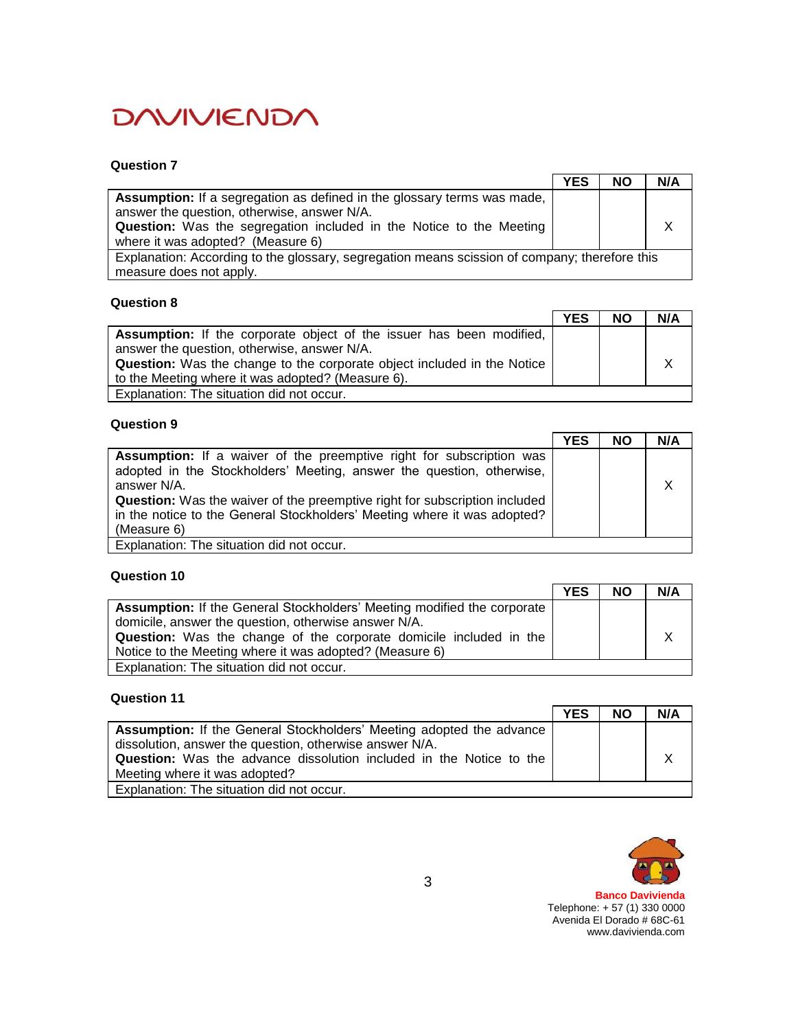### Question 7

| | YES | NO | N/A |
|---|---|---|---|
| **Assumption:** If a segregation as defined in the glossary terms was made, answer the question, otherwise, answer N/A.<br>**Question:** Was the segregation included in the Notice to the Meeting where it was adopted? (Measure 6) | | | X |
| Explanation: According to the glossary, segregation means scission of company; therefore this measure does not apply. | | | |

### Question 8

| | YES | NO | N/A |
|---|---|---|---|
| **Assumption:** If the corporate object of the issuer has been modified, answer the question, otherwise, answer N/A.<br>**Question:** Was the change to the corporate object included in the Notice to the Meeting where it was adopted? (Measure 6). | | | X |
| Explanation: The situation did not occur. | | | |

### Question 9

| | YES | NO | N/A |
|---|---|---|---|
| **Assumption:** If a waiver of the preemptive right for subscription was adopted in the Stockholders' Meeting, answer the question, otherwise, answer N/A.<br>**Question:** Was the waiver of the preemptive right for subscription included in the notice to the General Stockholders' Meeting where it was adopted? (Measure 6) | | | X |
| Explanation: The situation did not occur. | | | |

### Question 10

| | YES | NO | N/A |
|---|---|---|---|
| **Assumption:** If the General Stockholders' Meeting modified the corporate domicile, answer the question, otherwise answer N/A.<br>**Question:** Was the change of the corporate domicile included in the Notice to the Meeting where it was adopted? (Measure 6) | | | X |
| Explanation: The situation did not occur. | | | |

### Question 11

| | YES | NO | N/A |
|---|---|---|---|
| **Assumption:** If the General Stockholders' Meeting adopted the advance dissolution, answer the question, otherwise answer N/A.<br>**Question:** Was the advance dissolution included in the Notice to the Meeting where it was adopted? | | | X |
| Explanation: The situation did not occur. | | | |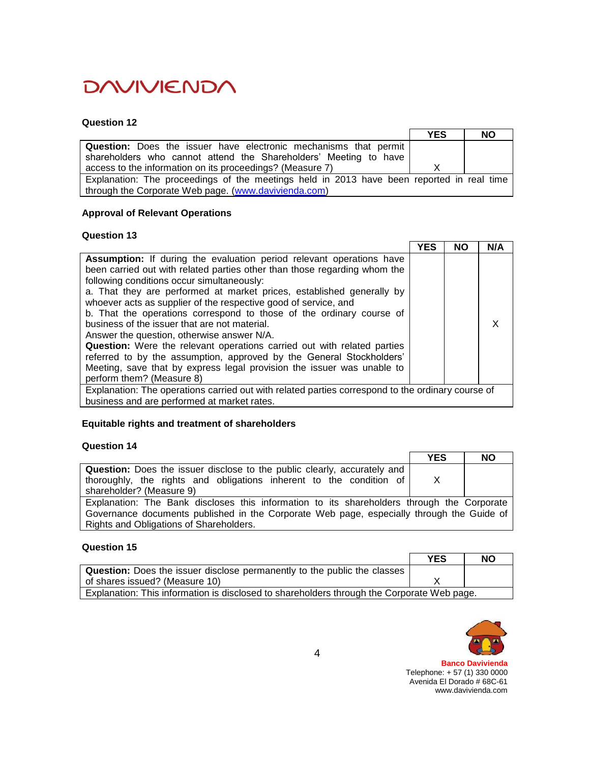### Question 12

| | YES | NO |
|---|---|---|
| **Question:** Does the issuer have electronic mechanisms that permit shareholders who cannot attend the Shareholders' Meeting to have access to the information on its proceedings? (Measure 7) | X | |
| Explanation: The proceedings of the meetings held in 2013 have been reported in real time through the Corporate Web page. (www.davivienda.com) | | |

### Approval of Relevant Operations

### Question 13

| | YES | NO | N/A |
|---|---|---|---|
| **Assumption:** If during the evaluation period relevant operations have been carried out with related parties other than those regarding whom the following conditions occur simultaneously:<br>a. That they are performed at market prices, established generally by whoever acts as supplier of the respective good of service, and<br>b. That the operations correspond to those of the ordinary course of business of the issuer that are not material.<br>Answer the question, otherwise answer N/A.<br>**Question:** Were the relevant operations carried out with related parties referred to by the assumption, approved by the General Stockholders' Meeting, save that by express legal provision the issuer was unable to perform them? (Measure 8) | | | X |
| Explanation: The operations carried out with related parties correspond to the ordinary course of business and are performed at market rates. | | | |

### Equitable rights and treatment of shareholders

### Question 14

| | YES | NO |
|---|---|---|
| **Question:** Does the issuer disclose to the public clearly, accurately and thoroughly, the rights and obligations inherent to the condition of shareholder? (Measure 9) | X | |
| Explanation: The Bank discloses this information to its shareholders through the Corporate Governance documents published in the Corporate Web page, especially through the Guide of Rights and Obligations of Shareholders. | | |

### Question 15

| | YES | NO |
|---|---|---|
| **Question:** Does the issuer disclose permanently to the public the classes of shares issued? (Measure 10) | X | |
| Explanation: This information is disclosed to shareholders through the Corporate Web page. | | |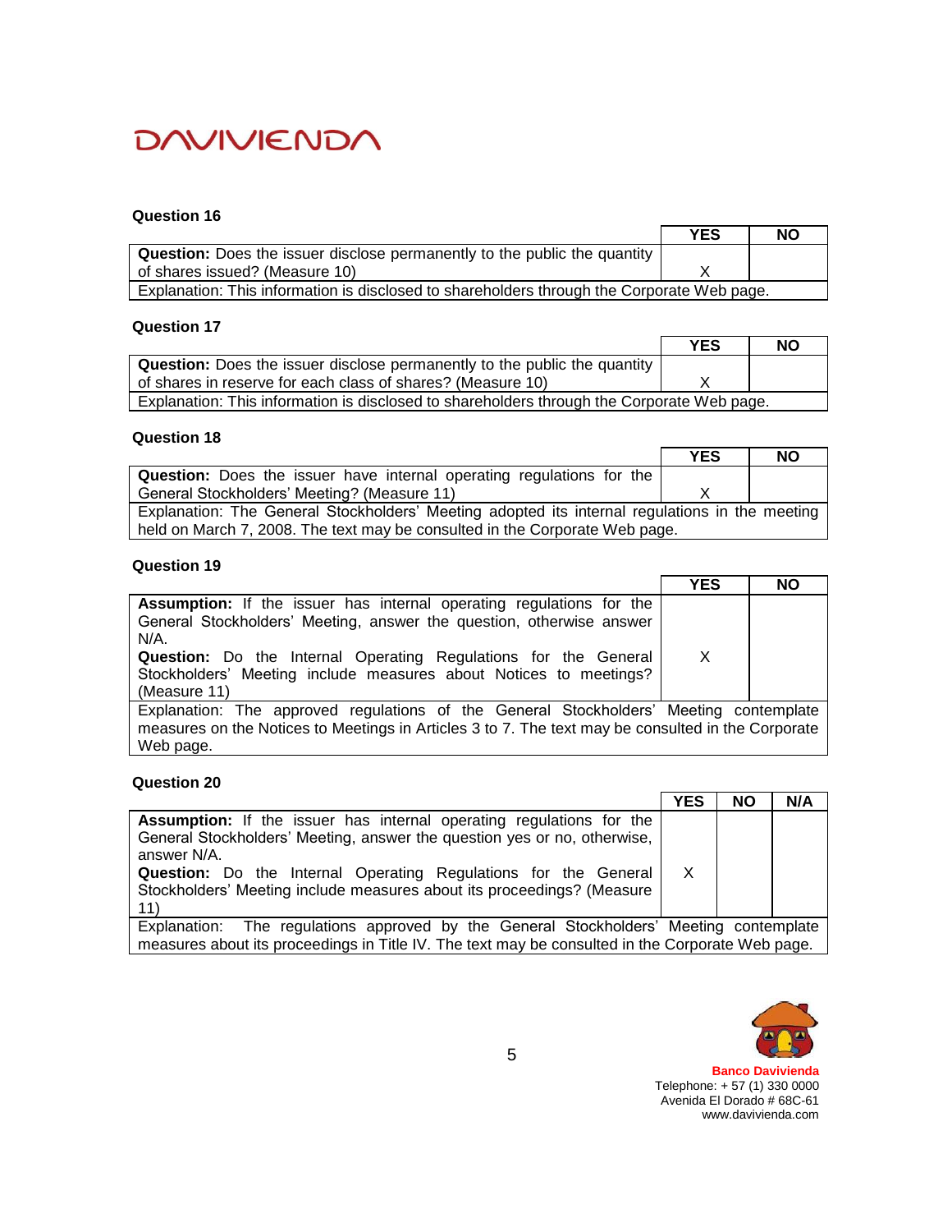**Question 16**

| Question | YES | NO |
|---|---|---|
| **Question:** Does the issuer disclose permanently to the public the quantity of shares issued? (Measure 10) | X | |
| Explanation: This information is disclosed to shareholders through the Corporate Web page. | | |

**Question 17**

| Question | YES | NO |
|---|---|---|
| **Question:** Does the issuer disclose permanently to the public the quantity of shares in reserve for each class of shares? (Measure 10) | X | |
| Explanation: This information is disclosed to shareholders through the Corporate Web page. | | |

**Question 18**

| Question | YES | NO |
|---|---|---|
| **Question:** Does the issuer have internal operating regulations for the General Stockholders' Meeting? (Measure 11) | X | |
| Explanation: The General Stockholders' Meeting adopted its internal regulations in the meeting held on March 7, 2008. The text may be consulted in the Corporate Web page. | | |

**Question 19**

| Question | YES | NO |
|---|---|---|
| **Assumption:** If the issuer has internal operating regulations for the General Stockholders' Meeting, answer the question, otherwise answer N/A. **Question:** Do the Internal Operating Regulations for the General Stockholders' Meeting include measures about Notices to meetings? (Measure 11) | X | |
| Explanation: The approved regulations of the General Stockholders' Meeting contemplate measures on the Notices to Meetings in Articles 3 to 7. The text may be consulted in the Corporate Web page. | | |

**Question 20**

| Question | YES | NO | N/A |
|---|---|---|---|
| **Assumption:** If the issuer has internal operating regulations for the General Stockholders' Meeting, answer the question yes or no, otherwise, answer N/A. **Question:** Do the Internal Operating Regulations for the General Stockholders' Meeting include measures about its proceedings? (Measure 11) | X | | |
| Explanation: The regulations approved by the General Stockholders' Meeting contemplate measures about its proceedings in Title IV. The text may be consulted in the Corporate Web page. | | | |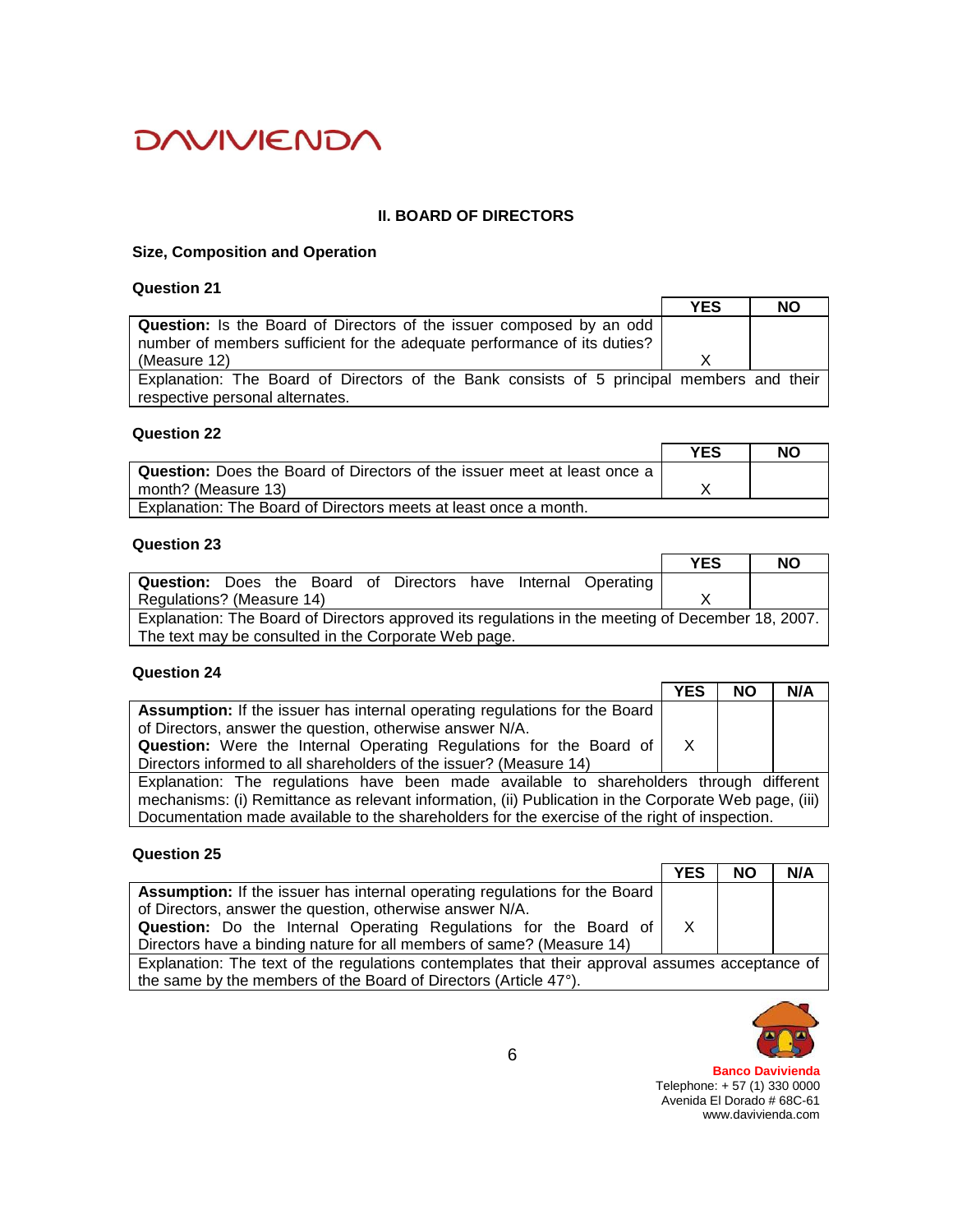## II. BOARD OF DIRECTORS

### Size, Composition and Operation

**Question 21**

| | YES | NO |
|---|---|---|
| **Question:** Is the Board of Directors of the issuer composed by an odd number of members sufficient for the adequate performance of its duties? (Measure 12) | X | |
| Explanation: The Board of Directors of the Bank consists of 5 principal members and their respective personal alternates. | | |

**Question 22**

| | YES | NO |
|---|---|---|
| **Question:** Does the Board of Directors of the issuer meet at least once a month? (Measure 13) | X | |
| Explanation: The Board of Directors meets at least once a month. | | |

**Question 23**

| | YES | NO |
|---|---|---|
| **Question:** Does the Board of Directors have Internal Operating Regulations? (Measure 14) | X | |
| Explanation: The Board of Directors approved its regulations in the meeting of December 18, 2007. The text may be consulted in the Corporate Web page. | | |

**Question 24**

| | YES | NO | N/A |
|---|---|---|---|
| **Assumption:** If the issuer has internal operating regulations for the Board of Directors, answer the question, otherwise answer N/A. **Question:** Were the Internal Operating Regulations for the Board of Directors informed to all shareholders of the issuer? (Measure 14) | X | | |
| Explanation: The regulations have been made available to shareholders through different mechanisms: (i) Remittance as relevant information, (ii) Publication in the Corporate Web page, (iii) Documentation made available to the shareholders for the exercise of the right of inspection. | | | |

**Question 25**

| | YES | NO | N/A |
|---|---|---|---|
| **Assumption:** If the issuer has internal operating regulations for the Board of Directors, answer the question, otherwise answer N/A. **Question:** Do the Internal Operating Regulations for the Board of Directors have a binding nature for all members of same? (Measure 14) | X | | |
| Explanation: The text of the regulations contemplates that their approval assumes acceptance of the same by the members of the Board of Directors (Article 47°). | | | |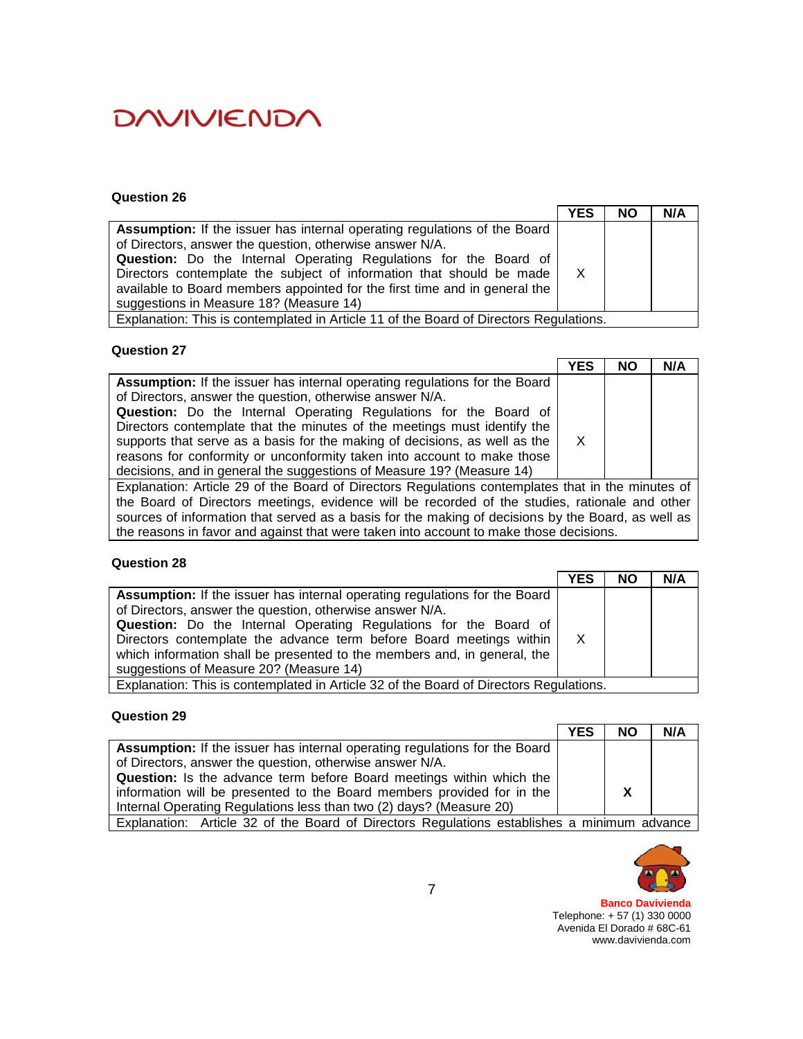### Question 26

| | YES | NO | N/A |
|---|---|---|---|
| **Assumption:** If the issuer has internal operating regulations of the Board of Directors, answer the question, otherwise answer N/A. **Question:** Do the Internal Operating Regulations for the Board of Directors contemplate the subject of information that should be made available to Board members appointed for the first time and in general the suggestions in Measure 18? (Measure 14) | X | | |
| Explanation: This is contemplated in Article 11 of the Board of Directors Regulations. | | | |

### Question 27

| | YES | NO | N/A |
|---|---|---|---|
| **Assumption:** If the issuer has internal operating regulations for the Board of Directors, answer the question, otherwise answer N/A. **Question:** Do the Internal Operating Regulations for the Board of Directors contemplate that the minutes of the meetings must identify the supports that serve as a basis for the making of decisions, as well as the reasons for conformity or unconformity taken into account to make those decisions, and in general the suggestions of Measure 19? (Measure 14) | X | | |
| Explanation: Article 29 of the Board of Directors Regulations contemplates that in the minutes of the Board of Directors meetings, evidence will be recorded of the studies, rationale and other sources of information that served as a basis for the making of decisions by the Board, as well as the reasons in favor and against that were taken into account to make those decisions. | | | |

### Question 28

| | YES | NO | N/A |
|---|---|---|---|
| **Assumption:** If the issuer has internal operating regulations for the Board of Directors, answer the question, otherwise answer N/A. **Question:** Do the Internal Operating Regulations for the Board of Directors contemplate the advance term before Board meetings within which information shall be presented to the members and, in general, the suggestions of Measure 20? (Measure 14) | X | | |
| Explanation: This is contemplated in Article 32 of the Board of Directors Regulations. | | | |

### Question 29

| | YES | NO | N/A |
|---|---|---|---|
| **Assumption:** If the issuer has internal operating regulations for the Board of Directors, answer the question, otherwise answer N/A. **Question:** Is the advance term before Board meetings within which the information will be presented to the Board members provided for in the Internal Operating Regulations less than two (2) days? (Measure 20) | | **X** | |
| Explanation: Article 32 of the Board of Directors Regulations establishes a minimum advance | | | |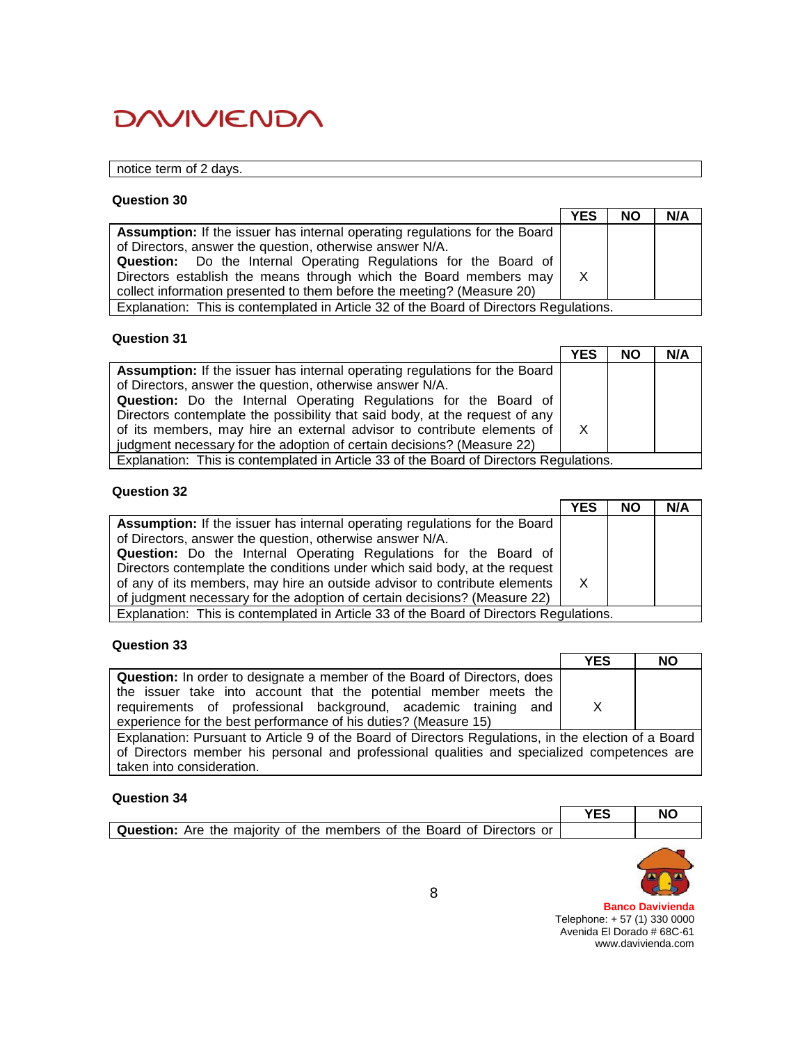| notice term of 2 days. |
|---|

**Question 30**

| | YES | NO | N/A |
|---|---|---|---|
| **Assumption:** If the issuer has internal operating regulations for the Board of Directors, answer the question, otherwise answer N/A. **Question:** Do the Internal Operating Regulations for the Board of Directors establish the means through which the Board members may collect information presented to them before the meeting? (Measure 20) | X | | |
| Explanation: This is contemplated in Article 32 of the Board of Directors Regulations. | | | |

**Question 31**

| | YES | NO | N/A |
|---|---|---|---|
| **Assumption:** If the issuer has internal operating regulations for the Board of Directors, answer the question, otherwise answer N/A. **Question:** Do the Internal Operating Regulations for the Board of Directors contemplate the possibility that said body, at the request of any of its members, may hire an external advisor to contribute elements of judgment necessary for the adoption of certain decisions? (Measure 22) | X | | |
| Explanation: This is contemplated in Article 33 of the Board of Directors Regulations. | | | |

**Question 32**

| | YES | NO | N/A |
|---|---|---|---|
| **Assumption:** If the issuer has internal operating regulations for the Board of Directors, answer the question, otherwise answer N/A. **Question:** Do the Internal Operating Regulations for the Board of Directors contemplate the conditions under which said body, at the request of any of its members, may hire an outside advisor to contribute elements of judgment necessary for the adoption of certain decisions? (Measure 22) | X | | |
| Explanation: This is contemplated in Article 33 of the Board of Directors Regulations. | | | |

**Question 33**

| | YES | NO |
|---|---|---|
| **Question:** In order to designate a member of the Board of Directors, does the issuer take into account that the potential member meets the requirements of professional background, academic training and experience for the best performance of his duties? (Measure 15) | X | |
| Explanation: Pursuant to Article 9 of the Board of Directors Regulations, in the election of a Board of Directors member his personal and professional qualities and specialized competences are taken into consideration. | | |

**Question 34**

| | YES | NO |
|---|---|---|
| **Question:** Are the majority of the members of the Board of Directors or | | |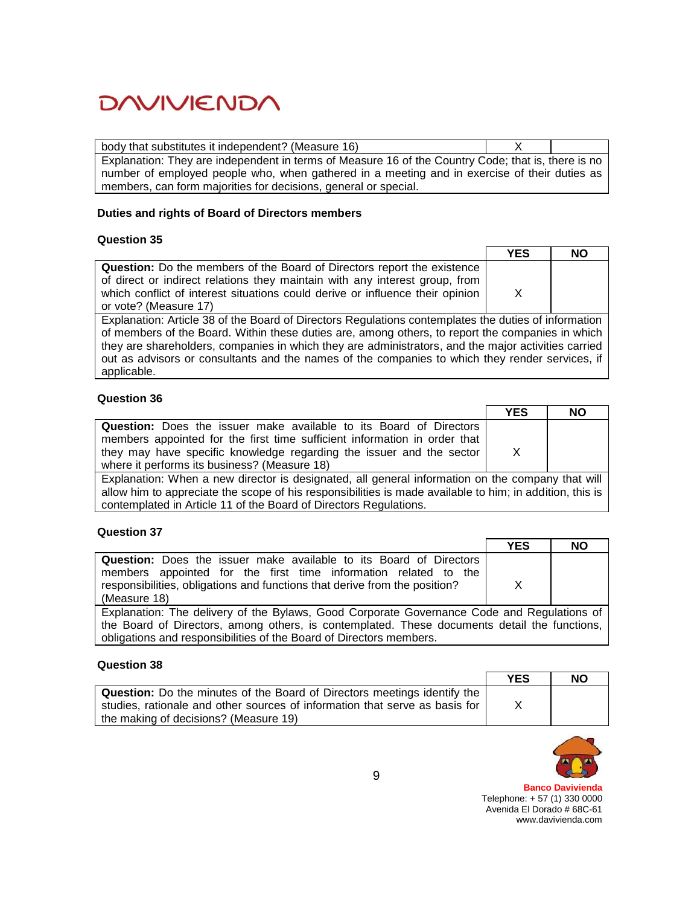| body that substitutes it independent? (Measure 16) | X | |
|---|---|---|
| Explanation: They are independent in terms of Measure 16 of the Country Code; that is, there is no number of employed people who, when gathered in a meeting and in exercise of their duties as members, can form majorities for decisions, general or special. | | |

### Duties and rights of Board of Directors members

#### Question 35

| | YES | NO |
|---|---|---|
| **Question:** Do the members of the Board of Directors report the existence of direct or indirect relations they maintain with any interest group, from which conflict of interest situations could derive or influence their opinion or vote? (Measure 17) | X | |
| Explanation: Article 38 of the Board of Directors Regulations contemplates the duties of information of members of the Board. Within these duties are, among others, to report the companies in which they are shareholders, companies in which they are administrators, and the major activities carried out as advisors or consultants and the names of the companies to which they render services, if applicable. | | |

#### Question 36

| | YES | NO |
|---|---|---|
| **Question:** Does the issuer make available to its Board of Directors members appointed for the first time sufficient information in order that they may have specific knowledge regarding the issuer and the sector where it performs its business? (Measure 18) | X | |
| Explanation: When a new director is designated, all general information on the company that will allow him to appreciate the scope of his responsibilities is made available to him; in addition, this is contemplated in Article 11 of the Board of Directors Regulations. | | |

#### Question 37

| | YES | NO |
|---|---|---|
| **Question:** Does the issuer make available to its Board of Directors members appointed for the first time information related to the responsibilities, obligations and functions that derive from the position? (Measure 18) | X | |
| Explanation: The delivery of the Bylaws, Good Corporate Governance Code and Regulations of the Board of Directors, among others, is contemplated. These documents detail the functions, obligations and responsibilities of the Board of Directors members. | | |

#### Question 38

| | YES | NO |
|---|---|---|
| **Question:** Do the minutes of the Board of Directors meetings identify the studies, rationale and other sources of information that serve as basis for the making of decisions? (Measure 19) | X | |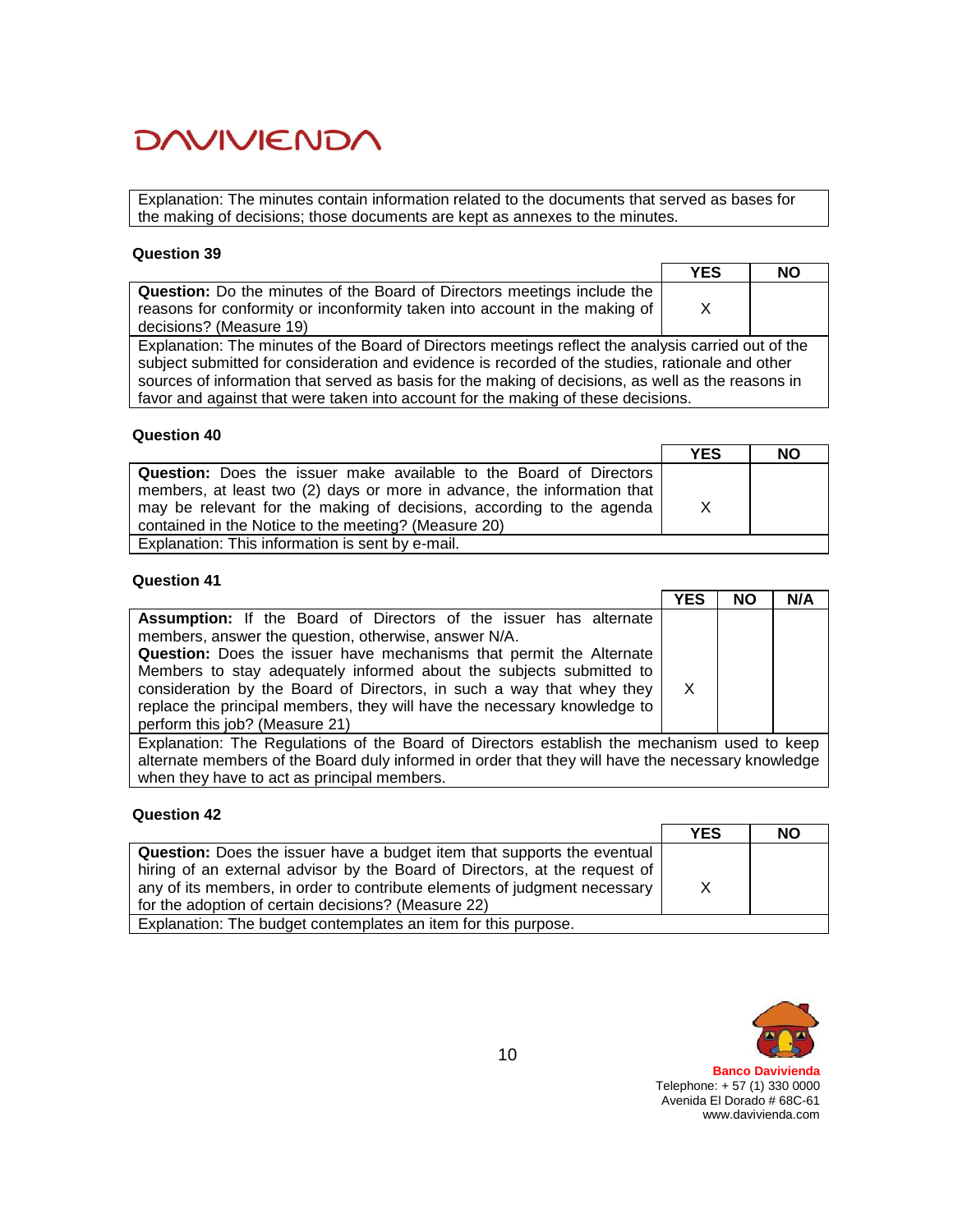Explanation: The minutes contain information related to the documents that served as bases for the making of decisions; those documents are kept as annexes to the minutes.

**Question 39**

| | YES | NO |
|---|---|---|
| **Question:** Do the minutes of the Board of Directors meetings include the reasons for conformity or inconformity taken into account in the making of decisions? (Measure 19) | X | |
| Explanation: The minutes of the Board of Directors meetings reflect the analysis carried out of the subject submitted for consideration and evidence is recorded of the studies, rationale and other sources of information that served as basis for the making of decisions, as well as the reasons in favor and against that were taken into account for the making of these decisions. | | |

**Question 40**

| | YES | NO |
|---|---|---|
| **Question:** Does the issuer make available to the Board of Directors members, at least two (2) days or more in advance, the information that may be relevant for the making of decisions, according to the agenda contained in the Notice to the meeting? (Measure 20) | X | |
| Explanation: This information is sent by e-mail. | | |

**Question 41**

| | YES | NO | N/A |
|---|---|---|---|
| **Assumption:** If the Board of Directors of the issuer has alternate members, answer the question, otherwise, answer N/A. **Question:** Does the issuer have mechanisms that permit the Alternate Members to stay adequately informed about the subjects submitted to consideration by the Board of Directors, in such a way that whey they replace the principal members, they will have the necessary knowledge to perform this job? (Measure 21) | X | | |
| Explanation: The Regulations of the Board of Directors establish the mechanism used to keep alternate members of the Board duly informed in order that they will have the necessary knowledge when they have to act as principal members. | | | |

**Question 42**

| | YES | NO |
|---|---|---|
| **Question:** Does the issuer have a budget item that supports the eventual hiring of an external advisor by the Board of Directors, at the request of any of its members, in order to contribute elements of judgment necessary for the adoption of certain decisions? (Measure 22) | X | |
| Explanation: The budget contemplates an item for this purpose. | | |

**Banco Davivienda**
Telephone: + 57 (1) 330 0000
Avenida El Dorado # 68C-61
www.davivienda.com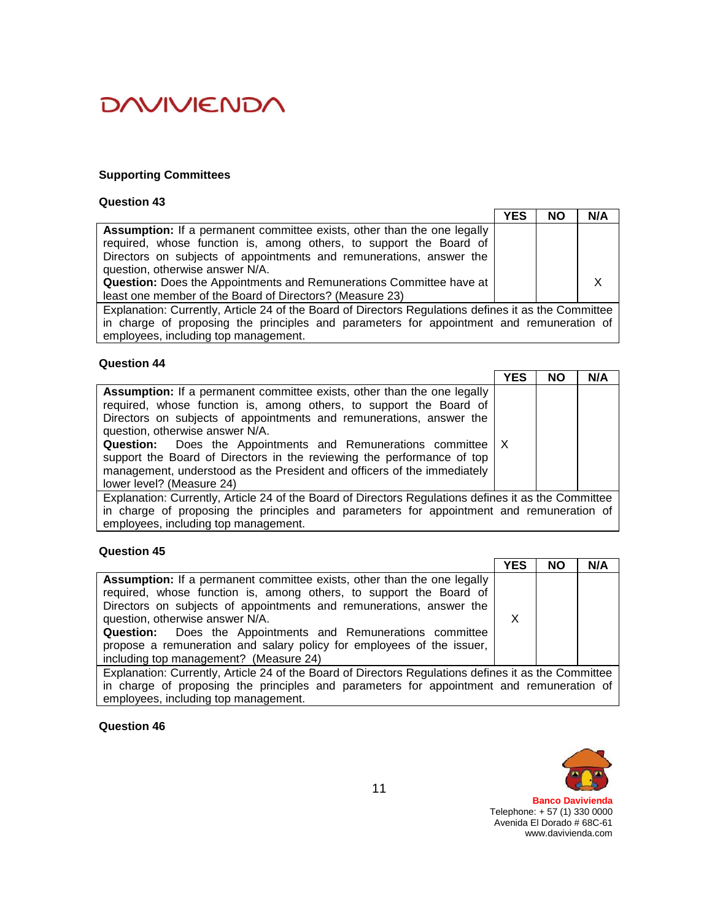## Supporting Committees

### Question 43

| | YES | NO | N/A |
|---|---|---|---|
| **Assumption:** If a permanent committee exists, other than the one legally required, whose function is, among others, to support the Board of Directors on subjects of appointments and remunerations, answer the question, otherwise answer N/A. **Question:** Does the Appointments and Remunerations Committee have at least one member of the Board of Directors? (Measure 23) | | | X |
| Explanation: Currently, Article 24 of the Board of Directors Regulations defines it as the Committee in charge of proposing the principles and parameters for appointment and remuneration of employees, including top management. | | | |

### Question 44

| | YES | NO | N/A |
|---|---|---|---|
| **Assumption:** If a permanent committee exists, other than the one legally required, whose function is, among others, to support the Board of Directors on subjects of appointments and remunerations, answer the question, otherwise answer N/A. **Question:** Does the Appointments and Remunerations committee support the Board of Directors in the reviewing the performance of top management, understood as the President and officers of the immediately lower level? (Measure 24) | X | | |
| Explanation: Currently, Article 24 of the Board of Directors Regulations defines it as the Committee in charge of proposing the principles and parameters for appointment and remuneration of employees, including top management. | | | |

### Question 45

| | YES | NO | N/A |
|---|---|---|---|
| **Assumption:** If a permanent committee exists, other than the one legally required, whose function is, among others, to support the Board of Directors on subjects of appointments and remunerations, answer the question, otherwise answer N/A. **Question:** Does the Appointments and Remunerations committee propose a remuneration and salary policy for employees of the issuer, including top management? (Measure 24) | X | | |
| Explanation: Currently, Article 24 of the Board of Directors Regulations defines it as the Committee in charge of proposing the principles and parameters for appointment and remuneration of employees, including top management. | | | |

### Question 46

**Banco Davivienda**
Telephone: + 57 (1) 330 0000
Avenida El Dorado # 68C-61
www.davivienda.com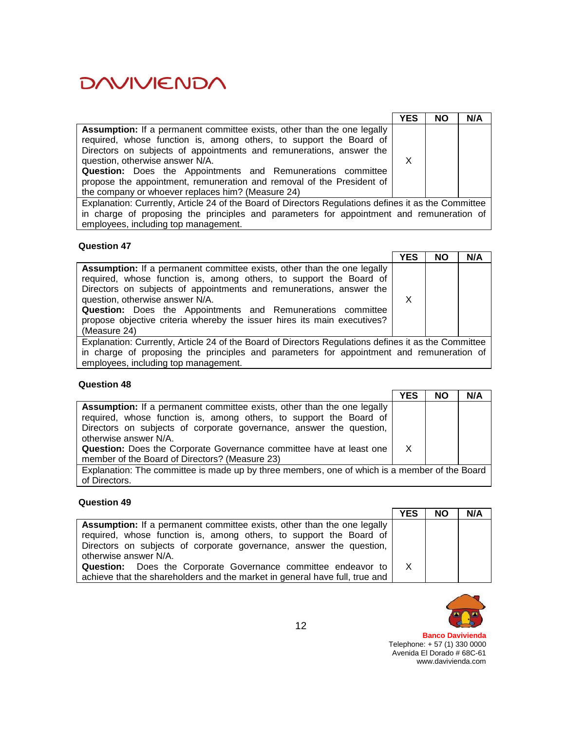| | YES | NO | N/A |
|---|---|---|---|
| **Assumption:** If a permanent committee exists, other than the one legally required, whose function is, among others, to support the Board of Directors on subjects of appointments and remunerations, answer the question, otherwise answer N/A. **Question:** Does the Appointments and Remunerations committee propose the appointment, remuneration and removal of the President of the company or whoever replaces him? (Measure 24) | X | | |
| Explanation: Currently, Article 24 of the Board of Directors Regulations defines it as the Committee in charge of proposing the principles and parameters for appointment and remuneration of employees, including top management. | | | |

**Question 47**

| | YES | NO | N/A |
|---|---|---|---|
| **Assumption:** If a permanent committee exists, other than the one legally required, whose function is, among others, to support the Board of Directors on subjects of appointments and remunerations, answer the question, otherwise answer N/A. **Question:** Does the Appointments and Remunerations committee propose objective criteria whereby the issuer hires its main executives? (Measure 24) | X | | |
| Explanation: Currently, Article 24 of the Board of Directors Regulations defines it as the Committee in charge of proposing the principles and parameters for appointment and remuneration of employees, including top management. | | | |

**Question 48**

| | YES | NO | N/A |
|---|---|---|---|
| **Assumption:** If a permanent committee exists, other than the one legally required, whose function is, among others, to support the Board of Directors on subjects of corporate governance, answer the question, otherwise answer N/A. **Question:** Does the Corporate Governance committee have at least one member of the Board of Directors? (Measure 23) | X | | |
| Explanation: The committee is made up by three members, one of which is a member of the Board of Directors. | | | |

**Question 49**

| | YES | NO | N/A |
|---|---|---|---|
| **Assumption:** If a permanent committee exists, other than the one legally required, whose function is, among others, to support the Board of Directors on subjects of corporate governance, answer the question, otherwise answer N/A. **Question:** Does the Corporate Governance committee endeavor to achieve that the shareholders and the market in general have full, true and | X | | |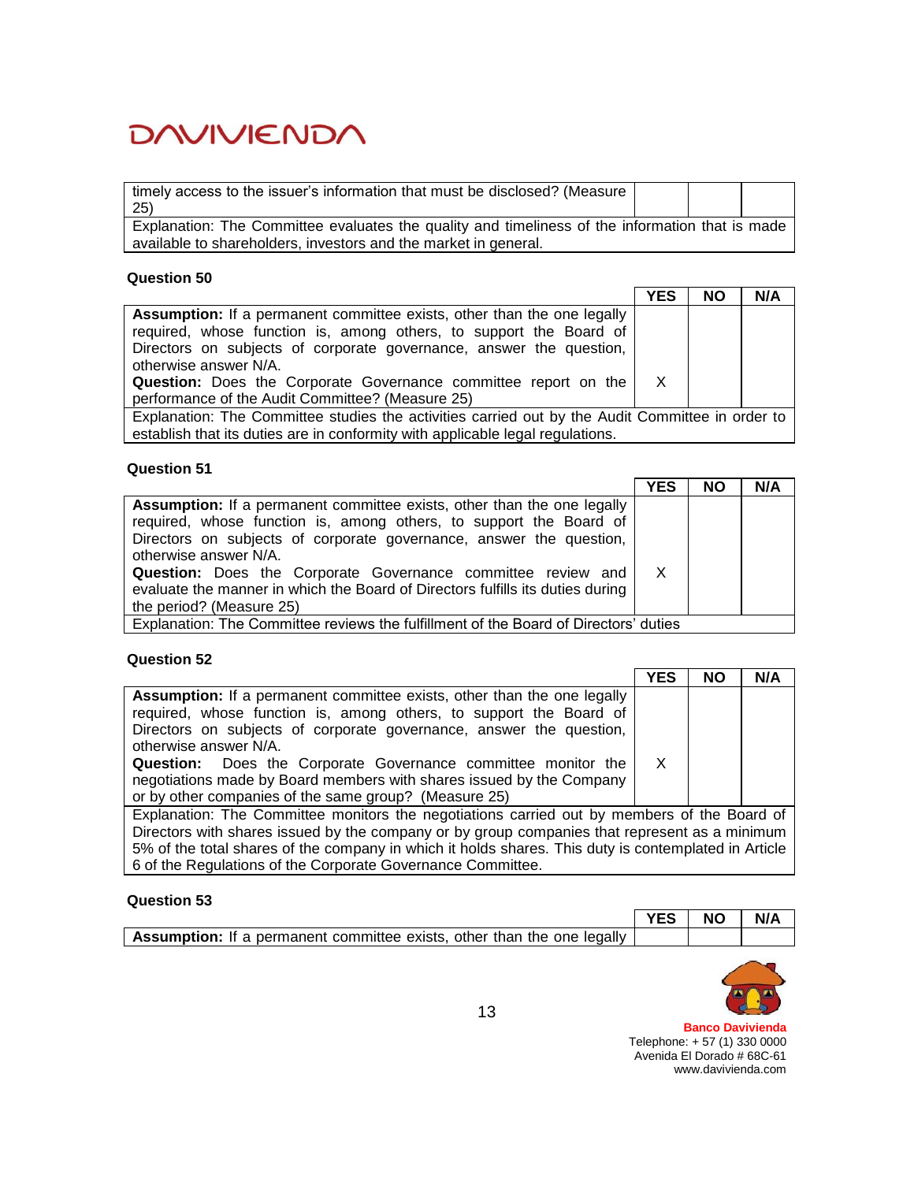| | | | |
|---|---|---|---|
| timely access to the issuer's information that must be disclosed? (Measure 25) | | | |
| Explanation: The Committee evaluates the quality and timeliness of the information that is made available to shareholders, investors and the market in general. | | | |

**Question 50**

| | YES | NO | N/A |
|---|---|---|---|
| **Assumption:** If a permanent committee exists, other than the one legally required, whose function is, among others, to support the Board of Directors on subjects of corporate governance, answer the question, otherwise answer N/A. **Question:** Does the Corporate Governance committee report on the performance of the Audit Committee? (Measure 25) | X | | |
| Explanation: The Committee studies the activities carried out by the Audit Committee in order to establish that its duties are in conformity with applicable legal regulations. | | | |

**Question 51**

| | YES | NO | N/A |
|---|---|---|---|
| **Assumption:** If a permanent committee exists, other than the one legally required, whose function is, among others, to support the Board of Directors on subjects of corporate governance, answer the question, otherwise answer N/A. **Question:** Does the Corporate Governance committee review and evaluate the manner in which the Board of Directors fulfills its duties during the period? (Measure 25) | X | | |
| Explanation: The Committee reviews the fulfillment of the Board of Directors' duties | | | |

**Question 52**

| | YES | NO | N/A |
|---|---|---|---|
| **Assumption:** If a permanent committee exists, other than the one legally required, whose function is, among others, to support the Board of Directors on subjects of corporate governance, answer the question, otherwise answer N/A. **Question:** Does the Corporate Governance committee monitor the negotiations made by Board members with shares issued by the Company or by other companies of the same group? (Measure 25) | X | | |
| Explanation: The Committee monitors the negotiations carried out by members of the Board of Directors with shares issued by the company or by group companies that represent as a minimum 5% of the total shares of the company in which it holds shares. This duty is contemplated in Article 6 of the Regulations of the Corporate Governance Committee. | | | |

**Question 53**

| | YES | NO | N/A |
|---|---|---|---|
| **Assumption:** If a permanent committee exists, other than the one legally | | | |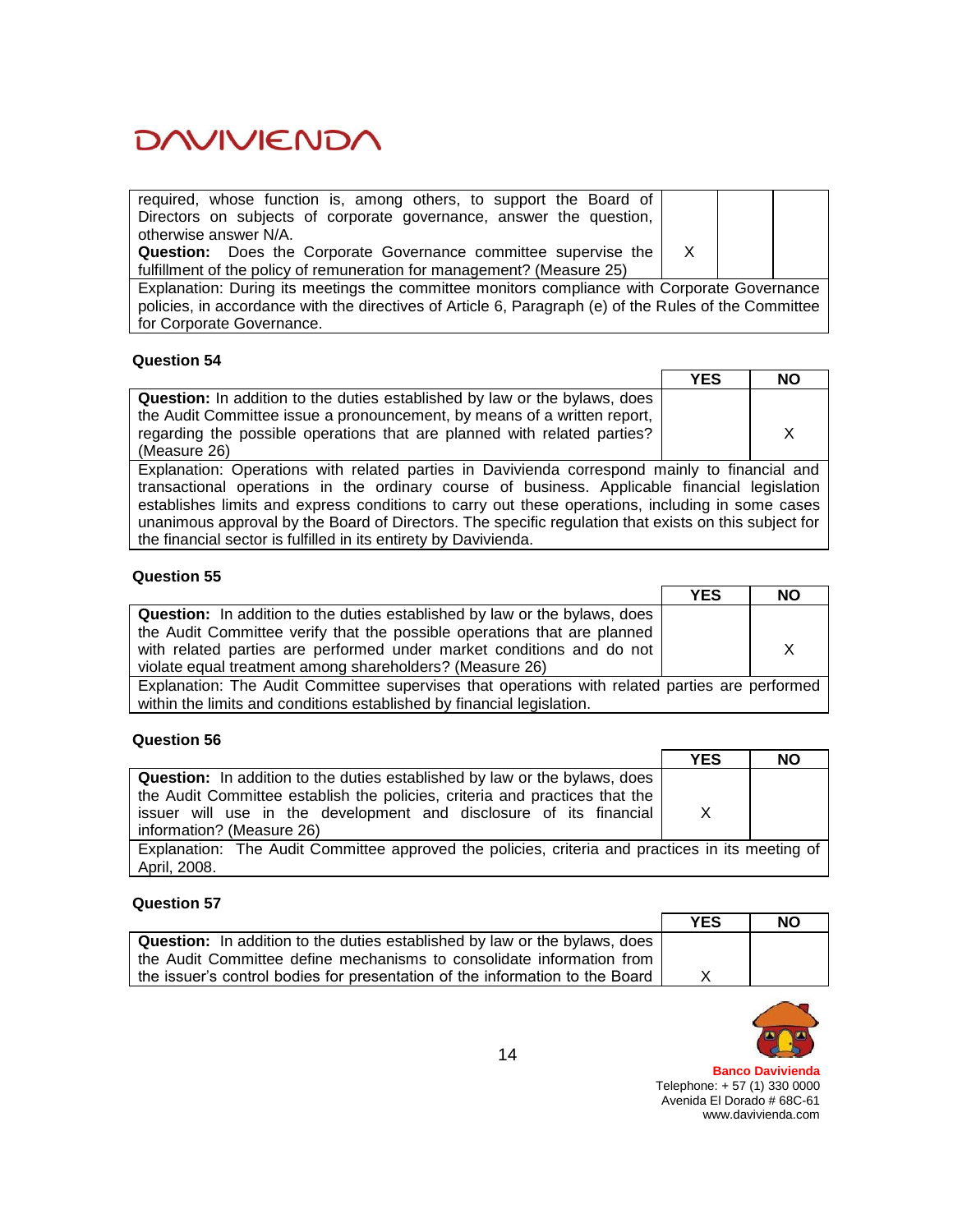| | | | |
|---|---|---|---|
| required, whose function is, among others, to support the Board of Directors on subjects of corporate governance, answer the question, otherwise answer N/A. **Question:** Does the Corporate Governance committee supervise the fulfillment of the policy of remuneration for management? (Measure 25) | X | | |
| Explanation: During its meetings the committee monitors compliance with Corporate Governance policies, in accordance with the directives of Article 6, Paragraph (e) of the Rules of the Committee for Corporate Governance. | | | |

**Question 54**

| | YES | NO |
|---|---|---|
| **Question:** In addition to the duties established by law or the bylaws, does the Audit Committee issue a pronouncement, by means of a written report, regarding the possible operations that are planned with related parties? (Measure 26) | | X |
| Explanation: Operations with related parties in Davivienda correspond mainly to financial and transactional operations in the ordinary course of business. Applicable financial legislation establishes limits and express conditions to carry out these operations, including in some cases unanimous approval by the Board of Directors. The specific regulation that exists on this subject for the financial sector is fulfilled in its entirety by Davivienda. | | |

**Question 55**

| | YES | NO |
|---|---|---|
| **Question:** In addition to the duties established by law or the bylaws, does the Audit Committee verify that the possible operations that are planned with related parties are performed under market conditions and do not violate equal treatment among shareholders? (Measure 26) | | X |
| Explanation: The Audit Committee supervises that operations with related parties are performed within the limits and conditions established by financial legislation. | | |

**Question 56**

| | YES | NO |
|---|---|---|
| **Question:** In addition to the duties established by law or the bylaws, does the Audit Committee establish the policies, criteria and practices that the issuer will use in the development and disclosure of its financial information? (Measure 26) | X | |
| Explanation: The Audit Committee approved the policies, criteria and practices in its meeting of April, 2008. | | |

**Question 57**

| | YES | NO |
|---|---|---|
| **Question:** In addition to the duties established by law or the bylaws, does the Audit Committee define mechanisms to consolidate information from the issuer's control bodies for presentation of the information to the Board | X | |

**Banco Davivienda**
Telephone: + 57 (1) 330 0000
Avenida El Dorado # 68C-61
www.davivienda.com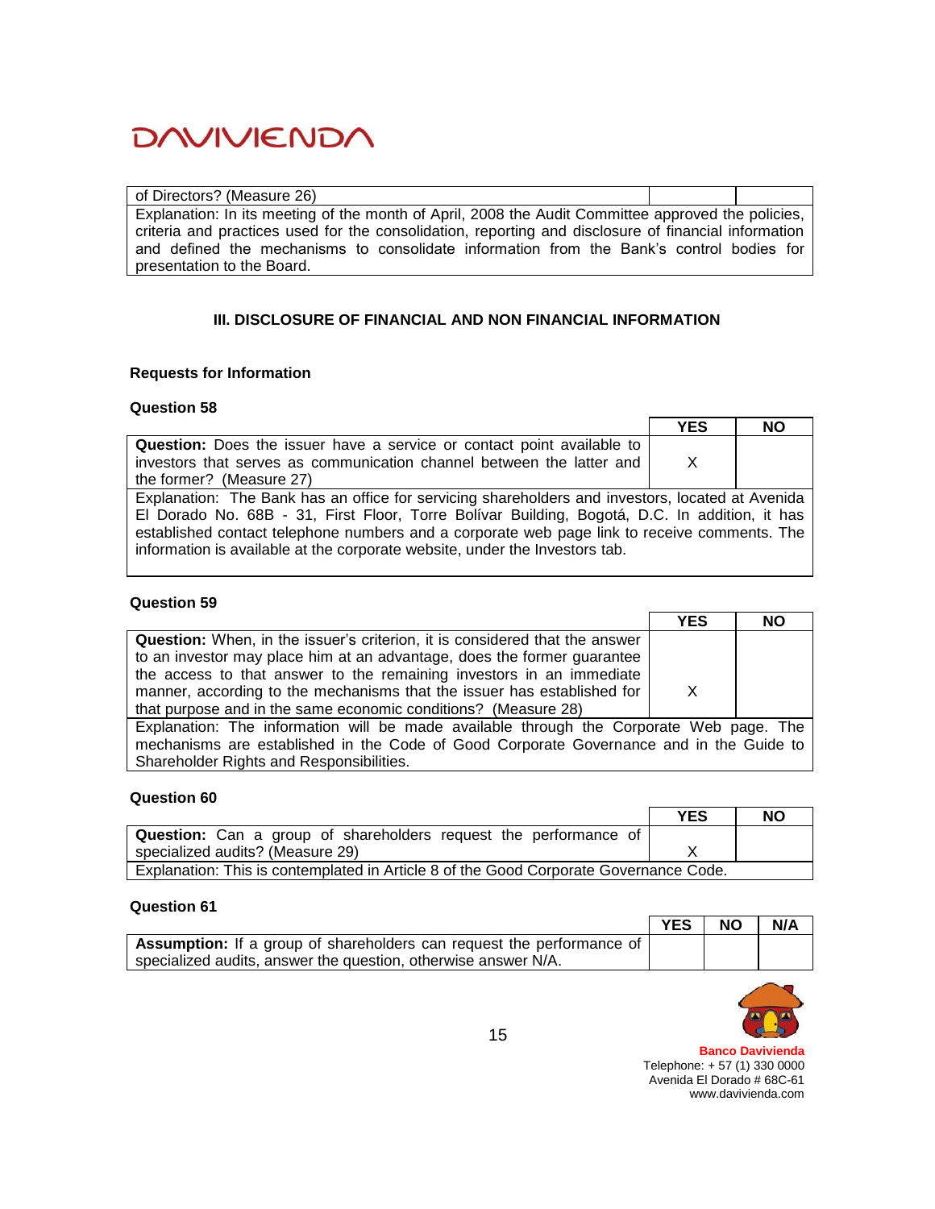| of Directors? (Measure 26) | | |
|---|---|---|
| Explanation: In its meeting of the month of April, 2008 the Audit Committee approved the policies, criteria and practices used for the consolidation, reporting and disclosure of financial information and defined the mechanisms to consolidate information from the Bank's control bodies for presentation to the Board. | | |

## III. DISCLOSURE OF FINANCIAL AND NON FINANCIAL INFORMATION

### Requests for Information

**Question 58**

| | YES | NO |
|---|---|---|
| **Question:** Does the issuer have a service or contact point available to investors that serves as communication channel between the latter and the former? (Measure 27) | X | |
| Explanation: The Bank has an office for servicing shareholders and investors, located at Avenida El Dorado No. 68B - 31, First Floor, Torre Bolívar Building, Bogotá, D.C. In addition, it has established contact telephone numbers and a corporate web page link to receive comments. The information is available at the corporate website, under the Investors tab. | | |

**Question 59**

| | YES | NO |
|---|---|---|
| **Question:** When, in the issuer's criterion, it is considered that the answer to an investor may place him at an advantage, does the former guarantee the access to that answer to the remaining investors in an immediate manner, according to the mechanisms that the issuer has established for that purpose and in the same economic conditions? (Measure 28) | X | |
| Explanation: The information will be made available through the Corporate Web page. The mechanisms are established in the Code of Good Corporate Governance and in the Guide to Shareholder Rights and Responsibilities. | | |

**Question 60**

| | YES | NO |
|---|---|---|
| **Question:** Can a group of shareholders request the performance of specialized audits? (Measure 29) | X | |
| Explanation: This is contemplated in Article 8 of the Good Corporate Governance Code. | | |

**Question 61**

| | YES | NO | N/A |
|---|---|---|---|
| **Assumption:** If a group of shareholders can request the performance of specialized audits, answer the question, otherwise answer N/A. | | | |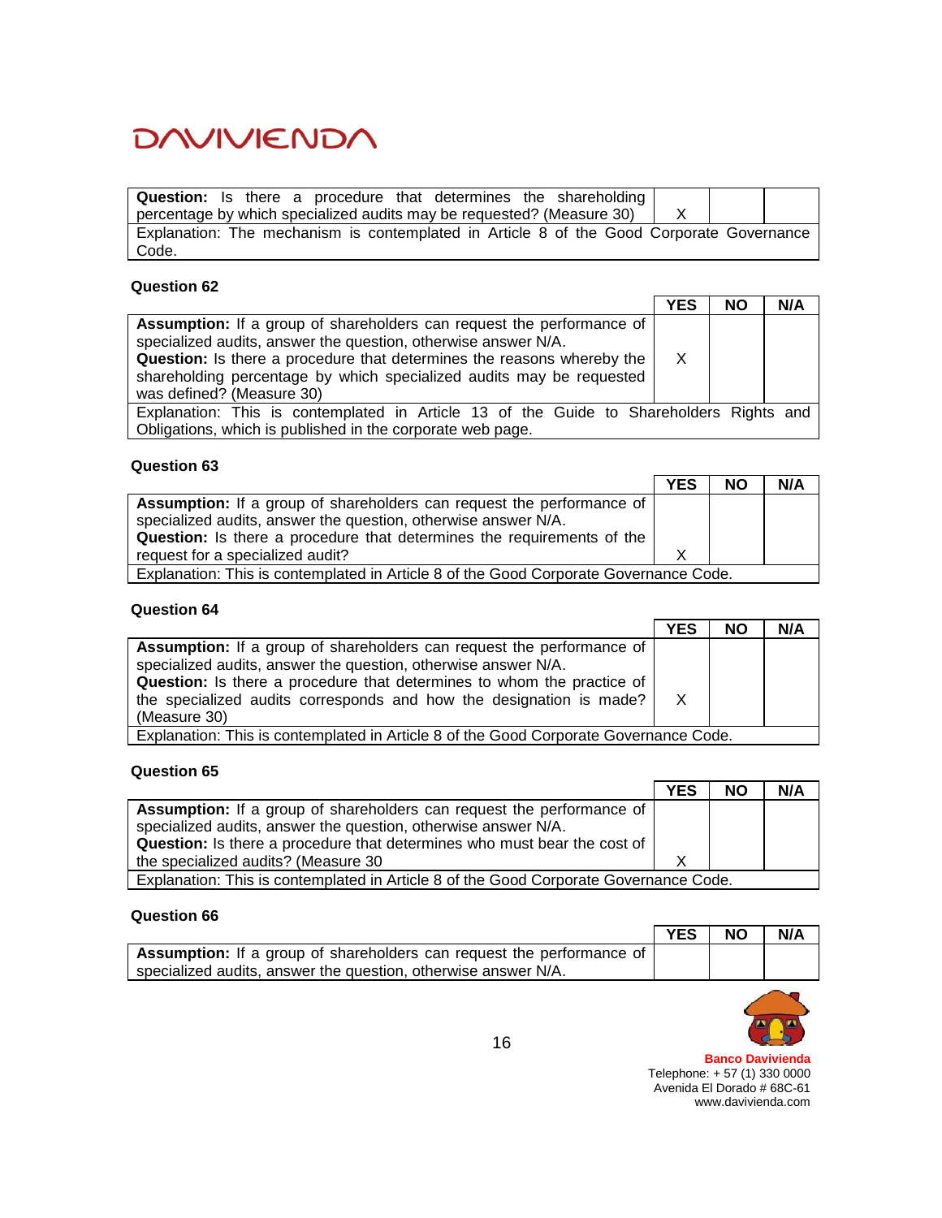| Question | YES | NO | N/A |
|---|---|---|---|
| **Question:** Is there a procedure that determines the shareholding percentage by which specialized audits may be requested? (Measure 30) | X | | |
| Explanation: The mechanism is contemplated in Article 8 of the Good Corporate Governance Code. | | | |

### Question 62

| | YES | NO | N/A |
|---|---|---|---|
| **Assumption:** If a group of shareholders can request the performance of specialized audits, answer the question, otherwise answer N/A. **Question:** Is there a procedure that determines the reasons whereby the shareholding percentage by which specialized audits may be requested was defined? (Measure 30) | X | | |
| Explanation: This is contemplated in Article 13 of the Guide to Shareholders Rights and Obligations, which is published in the corporate web page. | | | |

### Question 63

| | YES | NO | N/A |
|---|---|---|---|
| **Assumption:** If a group of shareholders can request the performance of specialized audits, answer the question, otherwise answer N/A. **Question:** Is there a procedure that determines the requirements of the request for a specialized audit? | X | | |
| Explanation: This is contemplated in Article 8 of the Good Corporate Governance Code. | | | |

### Question 64

| | YES | NO | N/A |
|---|---|---|---|
| **Assumption:** If a group of shareholders can request the performance of specialized audits, answer the question, otherwise answer N/A. **Question:** Is there a procedure that determines to whom the practice of the specialized audits corresponds and how the designation is made? (Measure 30) | X | | |
| Explanation: This is contemplated in Article 8 of the Good Corporate Governance Code. | | | |

### Question 65

| | YES | NO | N/A |
|---|---|---|---|
| **Assumption:** If a group of shareholders can request the performance of specialized audits, answer the question, otherwise answer N/A. **Question:** Is there a procedure that determines who must bear the cost of the specialized audits? (Measure 30 | X | | |
| Explanation: This is contemplated in Article 8 of the Good Corporate Governance Code. | | | |

### Question 66

| | YES | NO | N/A |
|---|---|---|---|
| **Assumption:** If a group of shareholders can request the performance of specialized audits, answer the question, otherwise answer N/A. | | | |

**Banco Davivienda**
Telephone: + 57 (1) 330 0000
Avenida El Dorado # 68C-61
www.davivienda.com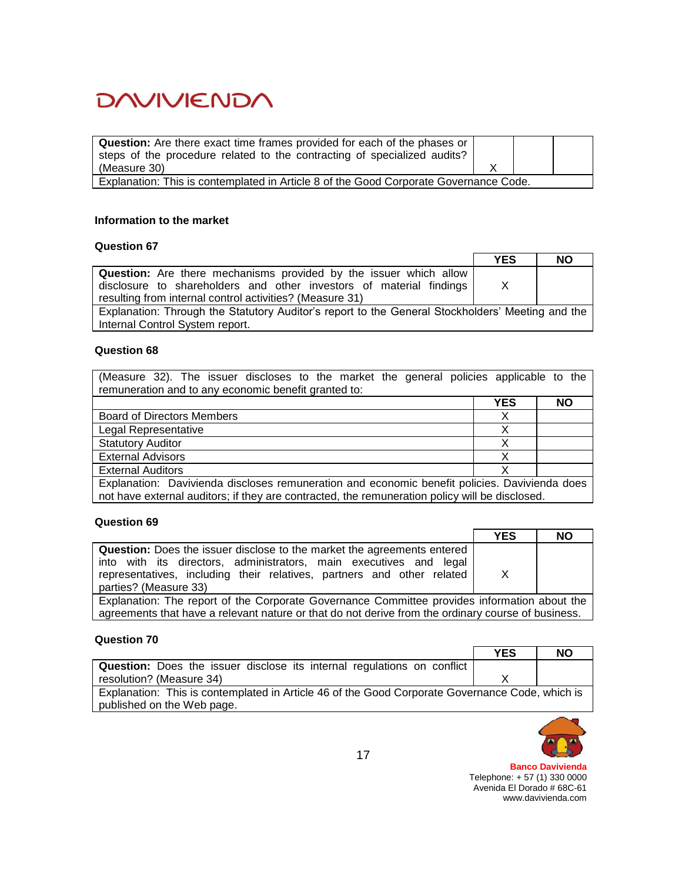| Question: Are there exact time frames provided for each of the phases or steps of the procedure related to the contracting of specialized audits? (Measure 30) | X | | |
|---|---|---|---|
| Explanation: This is contemplated in Article 8 of the Good Corporate Governance Code. | | | |

### Information to the market

#### Question 67

| | YES | NO |
|---|---|---|
| **Question:** Are there mechanisms provided by the issuer which allow disclosure to shareholders and other investors of material findings resulting from internal control activities? (Measure 31) | X | |
| Explanation: Through the Statutory Auditor's report to the General Stockholders' Meeting and the Internal Control System report. | | |

#### Question 68

| (Measure 32). The issuer discloses to the market the general policies applicable to the remuneration and to any economic benefit granted to: | | |
|---|---|---|
| | YES | NO |
| Board of Directors Members | X | |
| Legal Representative | X | |
| Statutory Auditor | X | |
| External Advisors | X | |
| External Auditors | X | |
| Explanation: Davivienda discloses remuneration and economic benefit policies. Davivienda does not have external auditors; if they are contracted, the remuneration policy will be disclosed. | | |

#### Question 69

| | YES | NO |
|---|---|---|
| **Question:** Does the issuer disclose to the market the agreements entered into with its directors, administrators, main executives and legal representatives, including their relatives, partners and other related parties? (Measure 33) | X | |
| Explanation: The report of the Corporate Governance Committee provides information about the agreements that have a relevant nature or that do not derive from the ordinary course of business. | | |

#### Question 70

| | YES | NO |
|---|---|---|
| **Question:** Does the issuer disclose its internal regulations on conflict resolution? (Measure 34) | X | |
| Explanation: This is contemplated in Article 46 of the Good Corporate Governance Code, which is published on the Web page. | | |

**Banco Davivienda**
Telephone: + 57 (1) 330 0000
Avenida El Dorado # 68C-61
www.davivienda.com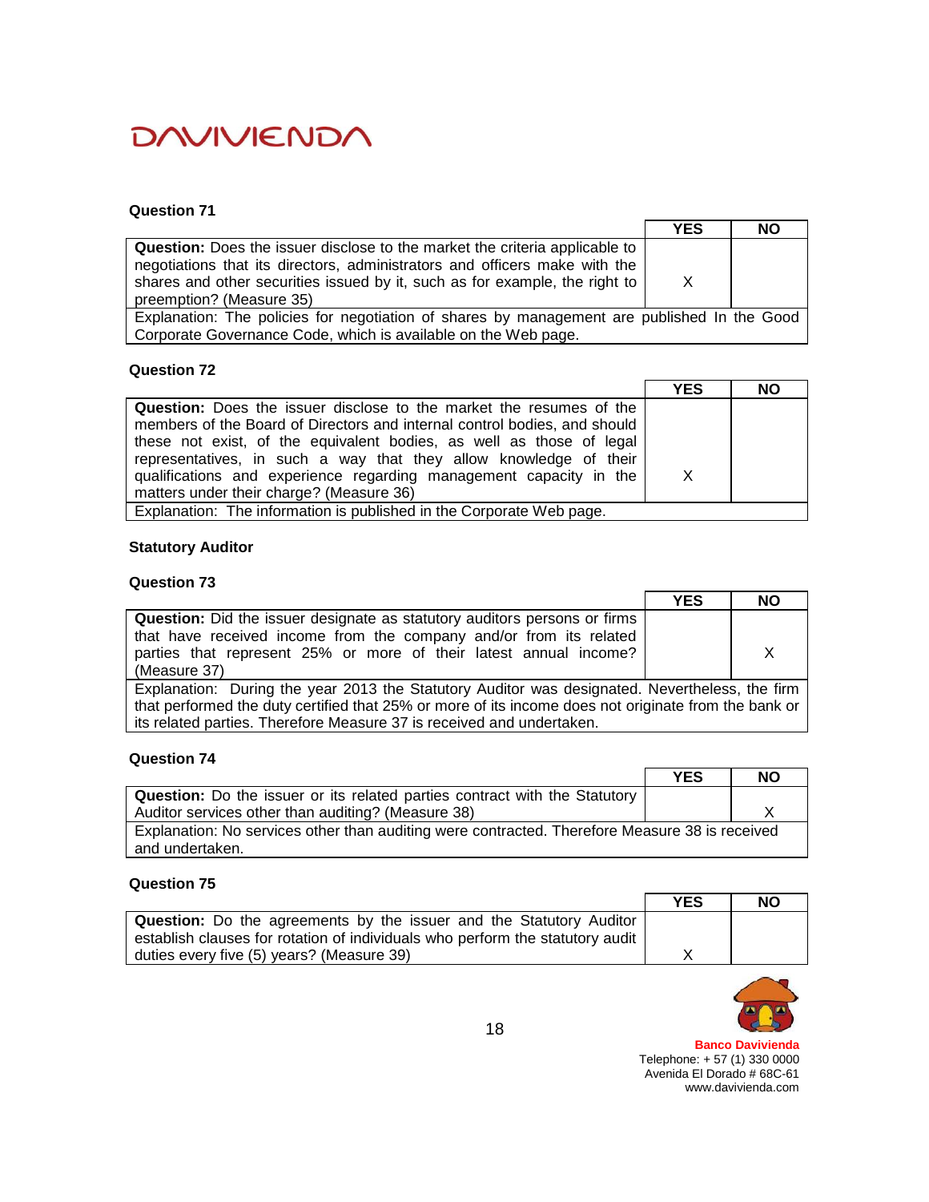### Question 71

| | YES | NO |
|---|---|---|
| **Question:** Does the issuer disclose to the market the criteria applicable to negotiations that its directors, administrators and officers make with the shares and other securities issued by it, such as for example, the right to preemption? (Measure 35) | X | |
| Explanation: The policies for negotiation of shares by management are published In the Good Corporate Governance Code, which is available on the Web page. | | |

### Question 72

| | YES | NO |
|---|---|---|
| **Question:** Does the issuer disclose to the market the resumes of the members of the Board of Directors and internal control bodies, and should these not exist, of the equivalent bodies, as well as those of legal representatives, in such a way that they allow knowledge of their qualifications and experience regarding management capacity in the matters under their charge? (Measure 36) | X | |
| Explanation: The information is published in the Corporate Web page. | | |

### Statutory Auditor

### Question 73

| | YES | NO |
|---|---|---|
| **Question:** Did the issuer designate as statutory auditors persons or firms that have received income from the company and/or from its related parties that represent 25% or more of their latest annual income? (Measure 37) | | X |
| Explanation: During the year 2013 the Statutory Auditor was designated. Nevertheless, the firm that performed the duty certified that 25% or more of its income does not originate from the bank or its related parties. Therefore Measure 37 is received and undertaken. | | |

### Question 74

| | YES | NO |
|---|---|---|
| **Question:** Do the issuer or its related parties contract with the Statutory Auditor services other than auditing? (Measure 38) | | X |
| Explanation: No services other than auditing were contracted. Therefore Measure 38 is received and undertaken. | | |

### Question 75

| | YES | NO |
|---|---|---|
| **Question:** Do the agreements by the issuer and the Statutory Auditor establish clauses for rotation of individuals who perform the statutory audit duties every five (5) years? (Measure 39) | X | |

**Banco Davivienda**
Telephone: + 57 (1) 330 0000
Avenida El Dorado # 68C-61
www.davivienda.com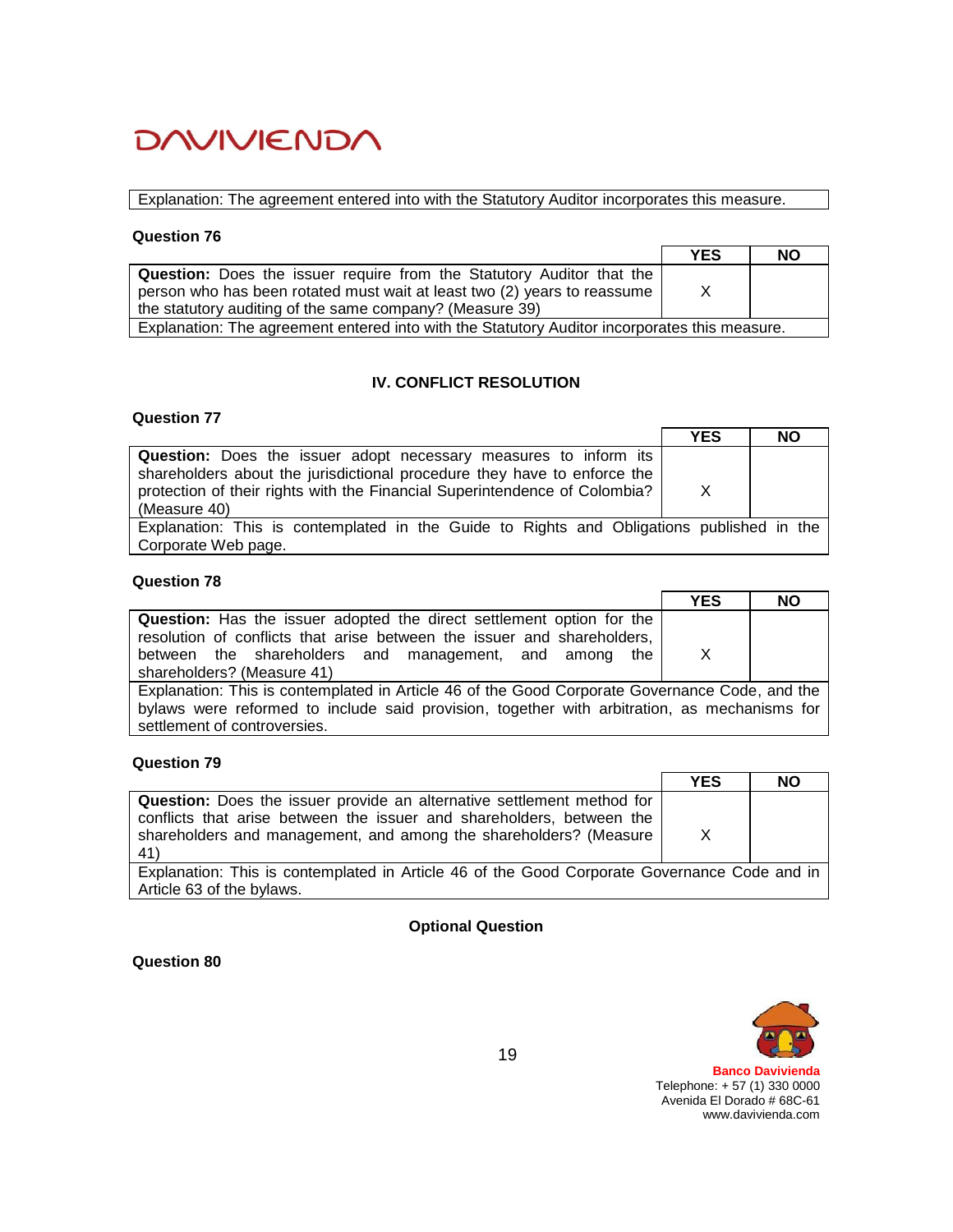Explanation: The agreement entered into with the Statutory Auditor incorporates this measure.

**Question 76**

| | YES | NO |
|---|---|---|
| **Question:** Does the issuer require from the Statutory Auditor that the person who has been rotated must wait at least two (2) years to reassume the statutory auditing of the same company? (Measure 39) | X | |
| Explanation: The agreement entered into with the Statutory Auditor incorporates this measure. | | |

## IV. CONFLICT RESOLUTION

**Question 77**

| | YES | NO |
|---|---|---|
| **Question:** Does the issuer adopt necessary measures to inform its shareholders about the jurisdictional procedure they have to enforce the protection of their rights with the Financial Superintendence of Colombia? (Measure 40) | X | |
| Explanation: This is contemplated in the Guide to Rights and Obligations published in the Corporate Web page. | | |

**Question 78**

| | YES | NO |
|---|---|---|
| **Question:** Has the issuer adopted the direct settlement option for the resolution of conflicts that arise between the issuer and shareholders, between the shareholders and management, and among the shareholders? (Measure 41) | X | |
| Explanation: This is contemplated in Article 46 of the Good Corporate Governance Code, and the bylaws were reformed to include said provision, together with arbitration, as mechanisms for settlement of controversies. | | |

**Question 79**

| | YES | NO |
|---|---|---|
| **Question:** Does the issuer provide an alternative settlement method for conflicts that arise between the issuer and shareholders, between the shareholders and management, and among the shareholders? (Measure 41) | X | |
| Explanation: This is contemplated in Article 46 of the Good Corporate Governance Code and in Article 63 of the bylaws. | | |

**Optional Question**

**Question 80**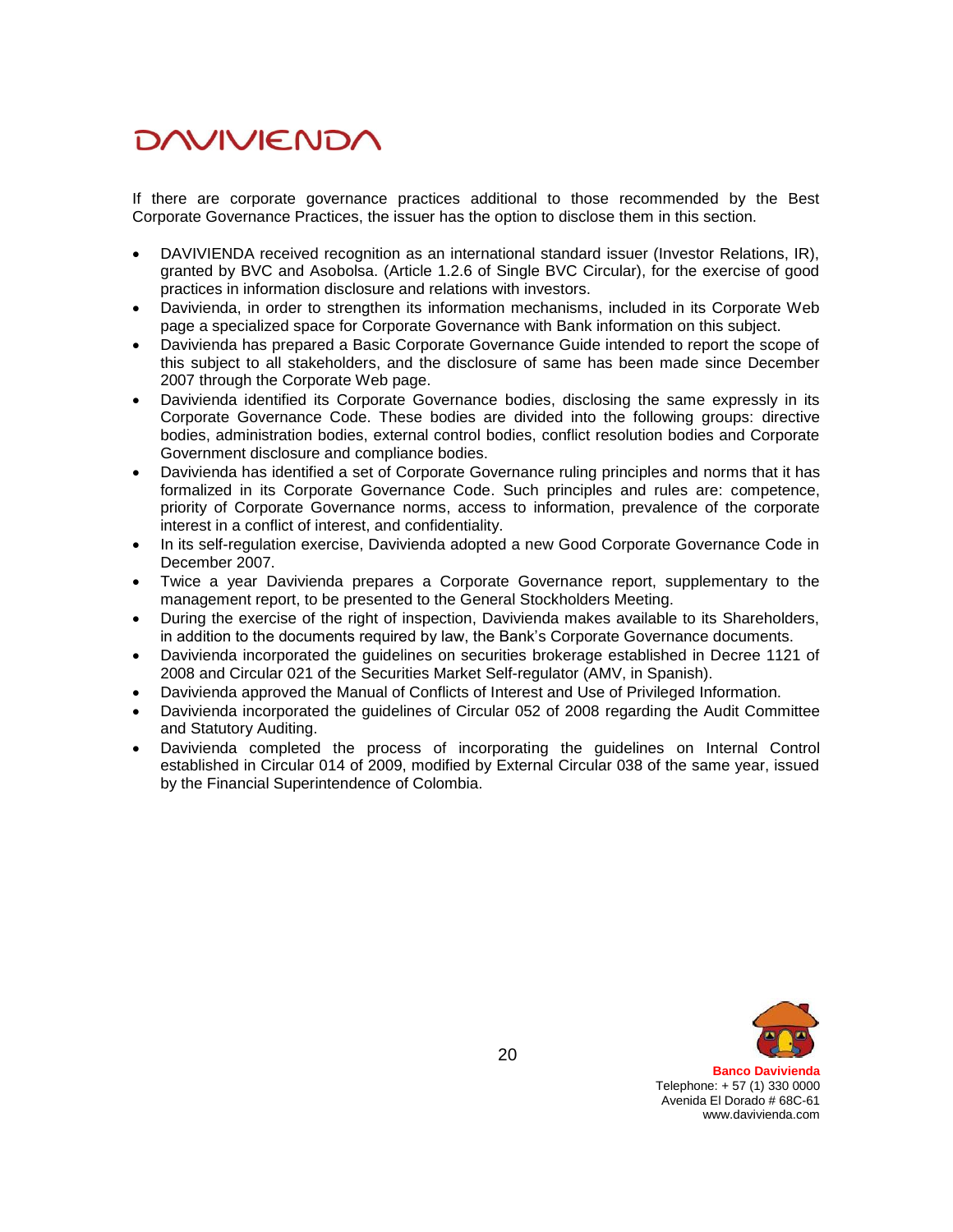If there are corporate governance practices additional to those recommended by the Best Corporate Governance Practices, the issuer has the option to disclose them in this section.

- DAVIVIENDA received recognition as an international standard issuer (Investor Relations, IR), granted by BVC and Asobolsa. (Article 1.2.6 of Single BVC Circular), for the exercise of good practices in information disclosure and relations with investors.
- Davivienda, in order to strengthen its information mechanisms, included in its Corporate Web page a specialized space for Corporate Governance with Bank information on this subject.
- Davivienda has prepared a Basic Corporate Governance Guide intended to report the scope of this subject to all stakeholders, and the disclosure of same has been made since December 2007 through the Corporate Web page.
- Davivienda identified its Corporate Governance bodies, disclosing the same expressly in its Corporate Governance Code. These bodies are divided into the following groups: directive bodies, administration bodies, external control bodies, conflict resolution bodies and Corporate Government disclosure and compliance bodies.
- Davivienda has identified a set of Corporate Governance ruling principles and norms that it has formalized in its Corporate Governance Code. Such principles and rules are: competence, priority of Corporate Governance norms, access to information, prevalence of the corporate interest in a conflict of interest, and confidentiality.
- In its self-regulation exercise, Davivienda adopted a new Good Corporate Governance Code in December 2007.
- Twice a year Davivienda prepares a Corporate Governance report, supplementary to the management report, to be presented to the General Stockholders Meeting.
- During the exercise of the right of inspection, Davivienda makes available to its Shareholders, in addition to the documents required by law, the Bank's Corporate Governance documents.
- Davivienda incorporated the guidelines on securities brokerage established in Decree 1121 of 2008 and Circular 021 of the Securities Market Self-regulator (AMV, in Spanish).
- Davivienda approved the Manual of Conflicts of Interest and Use of Privileged Information.
- Davivienda incorporated the guidelines of Circular 052 of 2008 regarding the Audit Committee and Statutory Auditing.
- Davivienda completed the process of incorporating the guidelines on Internal Control established in Circular 014 of 2009, modified by External Circular 038 of the same year, issued by the Financial Superintendence of Colombia.